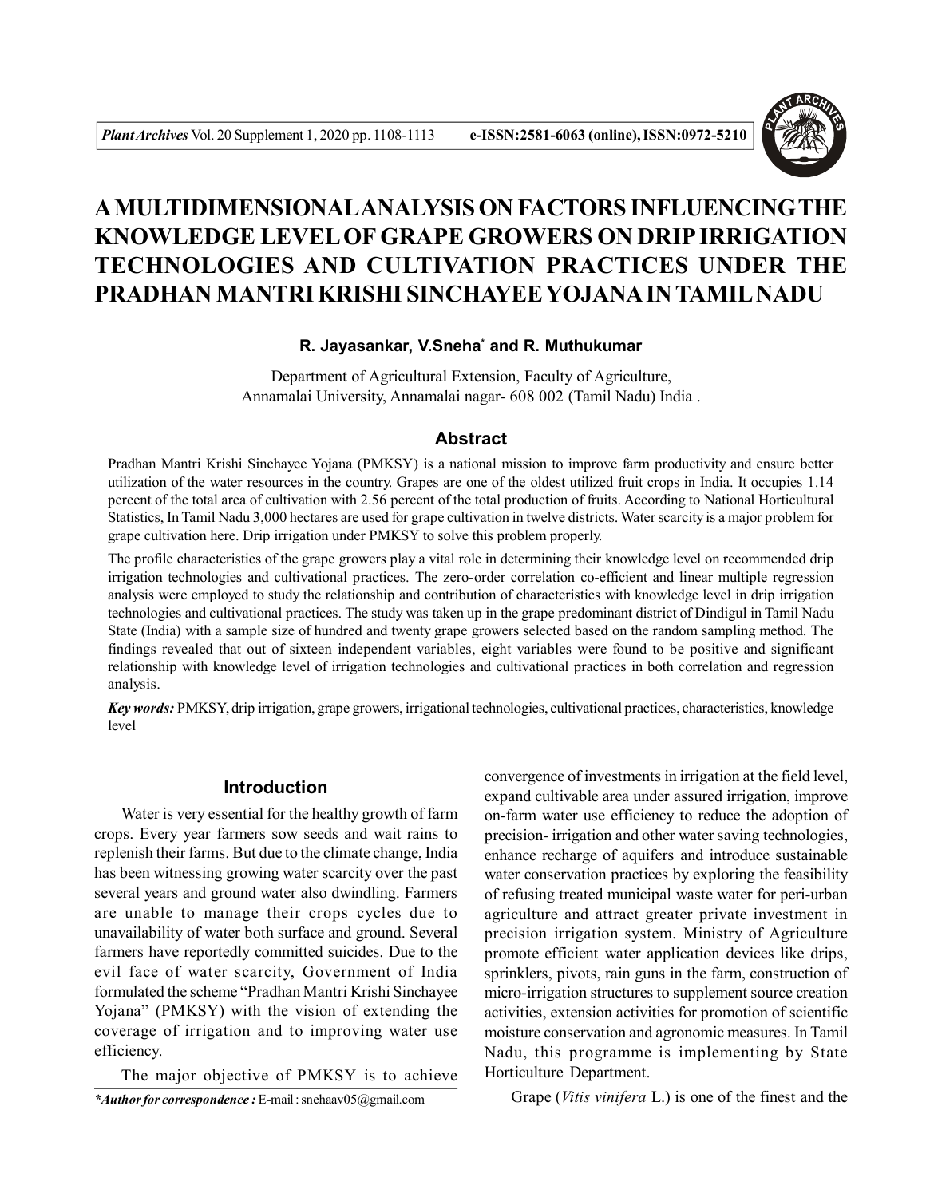# A MULTIDIMENSIONAL ANALYSIS ON FACTORS INFLUENCING THE KNOWLEDGE LEVEL OF GRAPE GROWERS ON DRIP IRRIGATION TECHNOLOGIES AND CULTIVATION PRACTICES UNDER THE PRADHAN MANTRI KRISHI SINCHAYEE YOJANA IN TAMIL NADU

**R. Jayasankar, V.Sneha* and R. Muthukumar**

Department of Agricultural Extension, Faculty of Agriculture, Annamalai University, Annamalai nagar- 608 002 (Tamil Nadu) India .

## Abstract

Pradhan Mantri Krishi Sinchayee Yojana (PMKSY) is a national mission to improve farm productivity and ensure better utilization of the water resources in the country. Grapes are one of the oldest utilized fruit crops in India. It occupies 1.14 percent of the total area of cultivation with 2.56 percent of the total production of fruits. According to National Horticultural Statistics, In Tamil Nadu 3,000 hectares are used for grape cultivation in twelve districts. Water scarcity is a major problem for grape cultivation here. Drip irrigation under PMKSY to solve this problem properly.

The profile characteristics of the grape growers play a vital role in determining their knowledge level on recommended drip irrigation technologies and cultivational practices. The zero-order correlation co-efficient and linear multiple regression analysis were employed to study the relationship and contribution of characteristics with knowledge level in drip irrigation technologies and cultivational practices. The study was taken up in the grape predominant district of Dindigul in Tamil Nadu State (India) with a sample size of hundred and twenty grape growers selected based on the random sampling method. The findings revealed that out of sixteen independent variables, eight variables were found to be positive and significant relationship with knowledge level of irrigation technologies and cultivational practices in both correlation and regression analysis.

***Key words:*** PMKSY, drip irrigation, grape growers, irrigational technologies, cultivational practices, characteristics, knowledge level

## Introduction

Water is very essential for the healthy growth of farm crops. Every year farmers sow seeds and wait rains to replenish their farms. But due to the climate change, India has been witnessing growing water scarcity over the past several years and ground water also dwindling. Farmers are unable to manage their crops cycles due to unavailability of water both surface and ground. Several farmers have reportedly committed suicides. Due to the evil face of water scarcity, Government of India formulated the scheme "Pradhan Mantri Krishi Sinchayee Yojana" (PMKSY) with the vision of extending the coverage of irrigation and to improving water use efficiency.

The major objective of PMKSY is to achieve convergence of investments in irrigation at the field level, expand cultivable area under assured irrigation, improve on-farm water use efficiency to reduce the adoption of precision- irrigation and other water saving technologies, enhance recharge of aquifers and introduce sustainable water conservation practices by exploring the feasibility of refusing treated municipal waste water for peri-urban agriculture and attract greater private investment in precision irrigation system. Ministry of Agriculture promote efficient water application devices like drips, sprinklers, pivots, rain guns in the farm, construction of micro-irrigation structures to supplement source creation activities, extension activities for promotion of scientific moisture conservation and agronomic measures. In Tamil Nadu, this programme is implementing by State Horticulture Department.

Grape (*Vitis vinifera* L.) is one of the finest and the

**\*Author for correspondence :** E-mail : snehaav05@gmail.com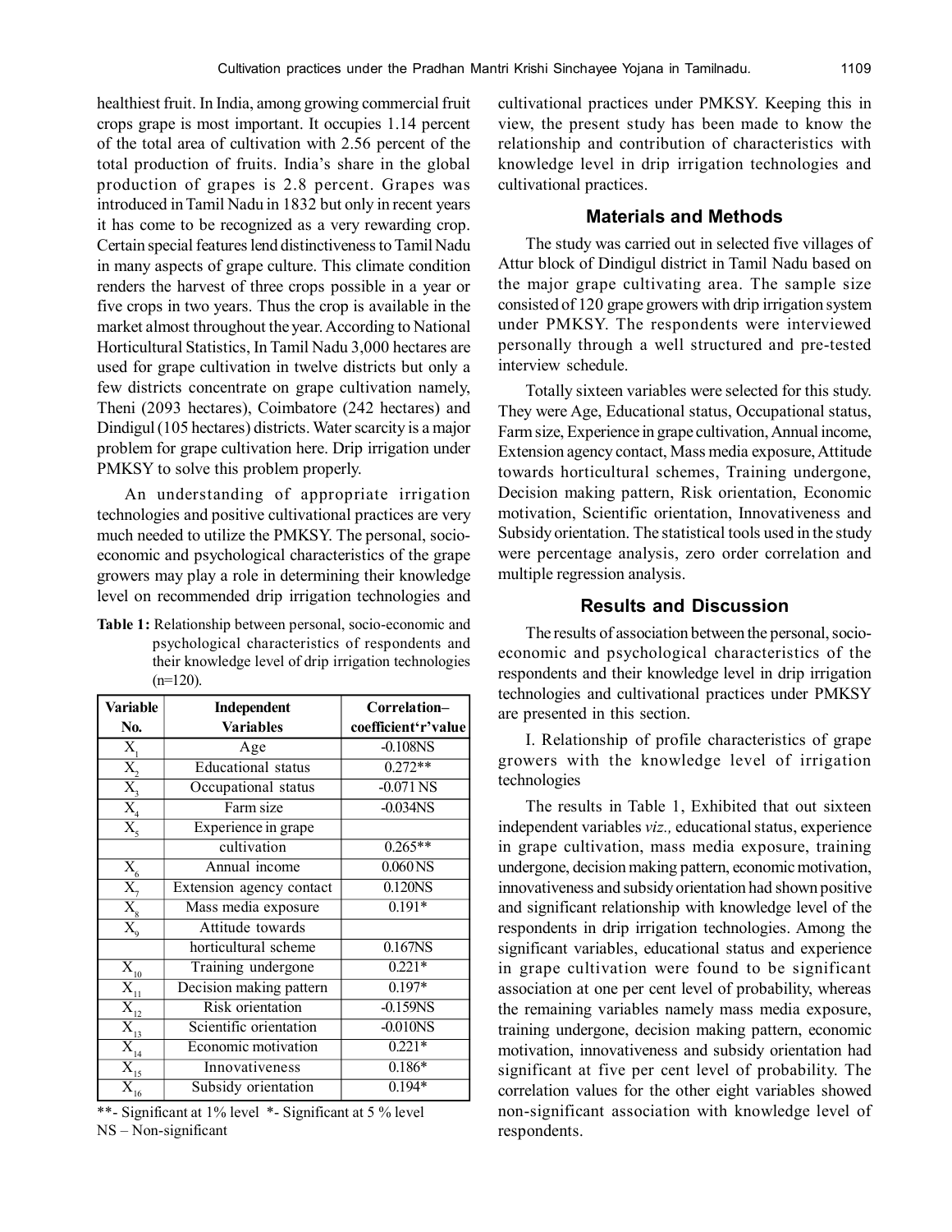healthiest fruit. In India, among growing commercial fruit crops grape is most important. It occupies 1.14 percent of the total area of cultivation with 2.56 percent of the total production of fruits. India's share in the global production of grapes is 2.8 percent. Grapes was introduced in Tamil Nadu in 1832 but only in recent years it has come to be recognized as a very rewarding crop. Certain special features lend distinctiveness to Tamil Nadu in many aspects of grape culture. This climate condition renders the harvest of three crops possible in a year or five crops in two years. Thus the crop is available in the market almost throughout the year. According to National Horticultural Statistics, In Tamil Nadu 3,000 hectares are used for grape cultivation in twelve districts but only a few districts concentrate on grape cultivation namely, Theni (2093 hectares), Coimbatore (242 hectares) and Dindigul (105 hectares) districts. Water scarcity is a major problem for grape cultivation here. Drip irrigation under PMKSY to solve this problem properly.

An understanding of appropriate irrigation technologies and positive cultivational practices are very much needed to utilize the PMKSY. The personal, socio-economic and psychological characteristics of the grape growers may play a role in determining their knowledge level on recommended drip irrigation technologies and cultivational practices under PMKSY. Keeping this in view, the present study has been made to know the relationship and contribution of characteristics with knowledge level in drip irrigation technologies and cultivational practices.

**Table 1:** Relationship between personal, socio-economic and psychological characteristics of respondents and their knowledge level of drip irrigation technologies (n=120).

| Variable No. | Independent Variables | Correlation–coefficient'r'value |
|---|---|---|
| $X_1$ | Age | -0.108NS |
| $X_2$ | Educational status | 0.272** |
| $X_3$ | Occupational status | -0.071 NS |
| $X_4$ | Farm size | -0.034NS |
| $X_5$ | Experience in grape cultivation | 0.265** |
| $X_6$ | Annual income | 0.060 NS |
| $X_7$ | Extension agency contact | 0.120NS |
| $X_8$ | Mass media exposure | 0.191* |
| $X_9$ | Attitude towards horticultural scheme | 0.167NS |
| $X_{10}$ | Training undergone | 0.221* |
| $X_{11}$ | Decision making pattern | 0.197* |
| $X_{12}$ | Risk orientation | -0.159NS |
| $X_{13}$ | Scientific orientation | -0.010NS |
| $X_{14}$ | Economic motivation | 0.221* |
| $X_{15}$ | Innovativeness | 0.186* |
| $X_{16}$ | Subsidy orientation | 0.194* |

**- Significant at 1% level *- Significant at 5 % level
NS – Non-significant

## Materials and Methods

The study was carried out in selected five villages of Attur block of Dindigul district in Tamil Nadu based on the major grape cultivating area. The sample size consisted of 120 grape growers with drip irrigation system under PMKSY. The respondents were interviewed personally through a well structured and pre-tested interview schedule.

Totally sixteen variables were selected for this study. They were Age, Educational status, Occupational status, Farm size, Experience in grape cultivation, Annual income, Extension agency contact, Mass media exposure, Attitude towards horticultural schemes, Training undergone, Decision making pattern, Risk orientation, Economic motivation, Scientific orientation, Innovativeness and Subsidy orientation. The statistical tools used in the study were percentage analysis, zero order correlation and multiple regression analysis.

## Results and Discussion

The results of association between the personal, socio-economic and psychological characteristics of the respondents and their knowledge level in drip irrigation technologies and cultivational practices under PMKSY are presented in this section.

I. Relationship of profile characteristics of grape growers with the knowledge level of irrigation technologies

The results in Table 1, Exhibited that out sixteen independent variables *viz.,* educational status, experience in grape cultivation, mass media exposure, training undergone, decision making pattern, economic motivation, innovativeness and subsidy orientation had shown positive and significant relationship with knowledge level of the respondents in drip irrigation technologies. Among the significant variables, educational status and experience in grape cultivation were found to be significant association at one per cent level of probability, whereas the remaining variables namely mass media exposure, training undergone, decision making pattern, economic motivation, innovativeness and subsidy orientation had significant at five per cent level of probability. The correlation values for the other eight variables showed non-significant association with knowledge level of respondents.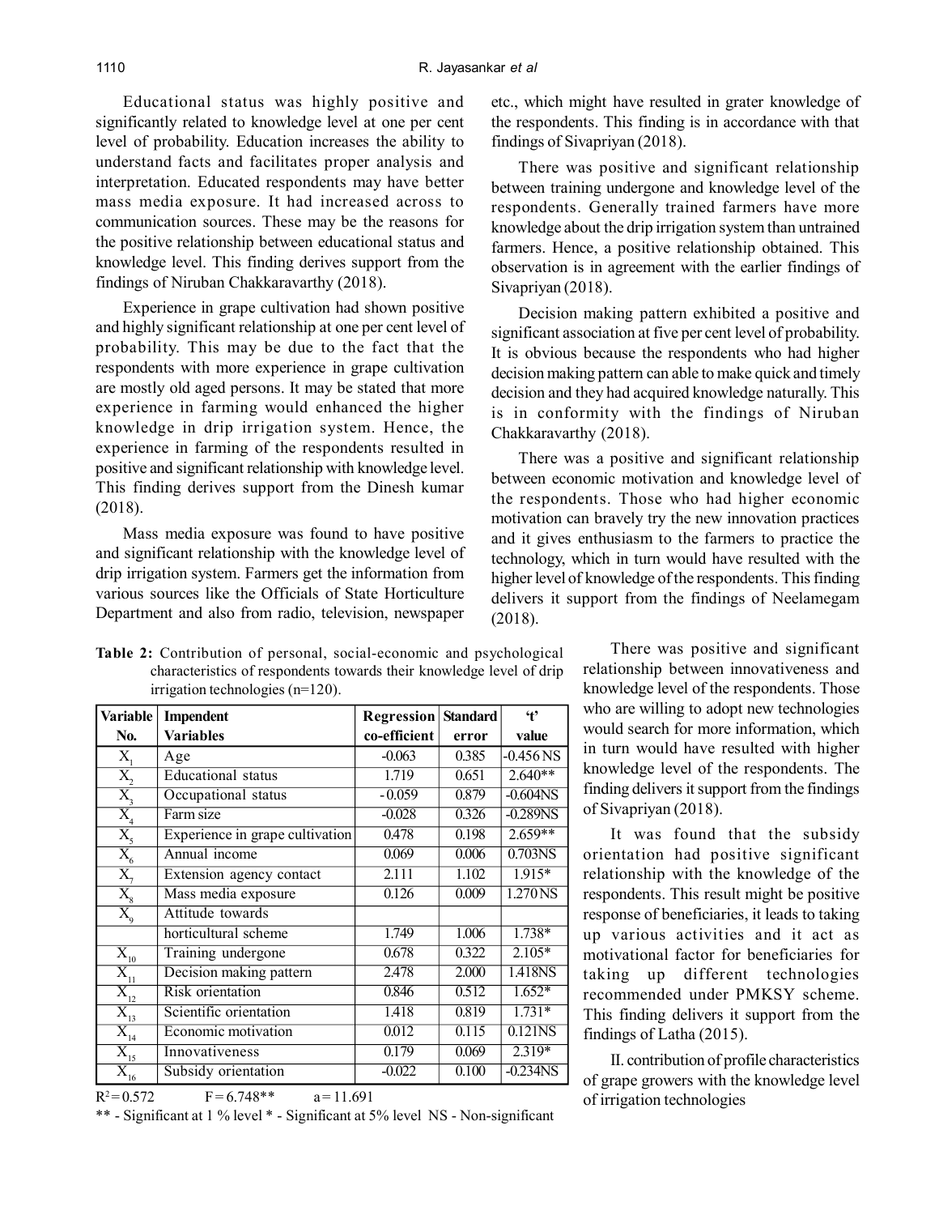Educational status was highly positive and significantly related to knowledge level at one per cent level of probability. Education increases the ability to understand facts and facilitates proper analysis and interpretation. Educated respondents may have better mass media exposure. It had increased across to communication sources. These may be the reasons for the positive relationship between educational status and knowledge level. This finding derives support from the findings of Niruban Chakkaravarthy (2018).

Experience in grape cultivation had shown positive and highly significant relationship at one per cent level of probability. This may be due to the fact that the respondents with more experience in grape cultivation are mostly old aged persons. It may be stated that more experience in farming would enhanced the higher knowledge in drip irrigation system. Hence, the experience in farming of the respondents resulted in positive and significant relationship with knowledge level. This finding derives support from the Dinesh kumar (2018).

Mass media exposure was found to have positive and significant relationship with the knowledge level of drip irrigation system. Farmers get the information from various sources like the Officials of State Horticulture Department and also from radio, television, newspaper etc., which might have resulted in grater knowledge of the respondents. This finding is in accordance with that findings of Sivapriyan (2018).

There was positive and significant relationship between training undergone and knowledge level of the respondents. Generally trained farmers have more knowledge about the drip irrigation system than untrained farmers. Hence, a positive relationship obtained. This observation is in agreement with the earlier findings of Sivapriyan (2018).

Decision making pattern exhibited a positive and significant association at five per cent level of probability. It is obvious because the respondents who had higher decision making pattern can able to make quick and timely decision and they had acquired knowledge naturally. This is in conformity with the findings of Niruban Chakkaravarthy (2018).

There was a positive and significant relationship between economic motivation and knowledge level of the respondents. Those who had higher economic motivation can bravely try the new innovation practices and it gives enthusiasm to the farmers to practice the technology, which in turn would have resulted with the higher level of knowledge of the respondents. This finding delivers it support from the findings of Neelamegam (2018).

**Table 2:** Contribution of personal, social-economic and psychological characteristics of respondents towards their knowledge level of drip irrigation technologies (n=120).

| Variable No. | Impendent Variables | Regression co-efficient | Standard error | 't' value |
|---|---|---|---|---|
| $X_1$ | Age | -0.063 | 0.385 | -0.456 NS |
| $X_2$ | Educational status | 1.719 | 0.651 | 2.640** |
| $X_3$ | Occupational status | - 0.059 | 0.879 | -0.604NS |
| $X_4$ | Farm size | -0.028 | 0.326 | -0.289NS |
| $X_5$ | Experience in grape cultivation | 0.478 | 0.198 | 2.659** |
| $X_6$ | Annual income | 0.069 | 0.006 | 0.703NS |
| $X_7$ | Extension agency contact | 2.111 | 1.102 | 1.915* |
| $X_8$ | Mass media exposure | 0.126 | 0.009 | 1.270 NS |
| $X_9$ | Attitude towards horticultural scheme | 1.749 | 1.006 | 1.738* |
| $X_{10}$ | Training undergone | 0.678 | 0.322 | 2.105* |
| $X_{11}$ | Decision making pattern | 2.478 | 2.000 | 1.418NS |
| $X_{12}$ | Risk orientation | 0.846 | 0.512 | 1.652* |
| $X_{13}$ | Scientific orientation | 1.418 | 0.819 | 1.731* |
| $X_{14}$ | Economic motivation | 0.012 | 0.115 | 0.121NS |
| $X_{15}$ | Innovativeness | 0.179 | 0.069 | 2.319* |
| $X_{16}$ | Subsidy orientation | -0.022 | 0.100 | -0.234NS |

$R^2$ = 0.572 F = 6.748** a = 11.691

** - Significant at 1 % level * - Significant at 5% level NS - Non-significant

There was positive and significant relationship between innovativeness and knowledge level of the respondents. Those who are willing to adopt new technologies would search for more information, which in turn would have resulted with higher knowledge level of the respondents. The finding delivers it support from the findings of Sivapriyan (2018).

It was found that the subsidy orientation had positive significant relationship with the knowledge of the respondents. This result might be positive response of beneficiaries, it leads to taking up various activities and it act as motivational factor for beneficiaries for taking up different technologies recommended under PMKSY scheme. This finding delivers it support from the findings of Latha (2015).

II. contribution of profile characteristics of grape growers with the knowledge level of irrigation technologies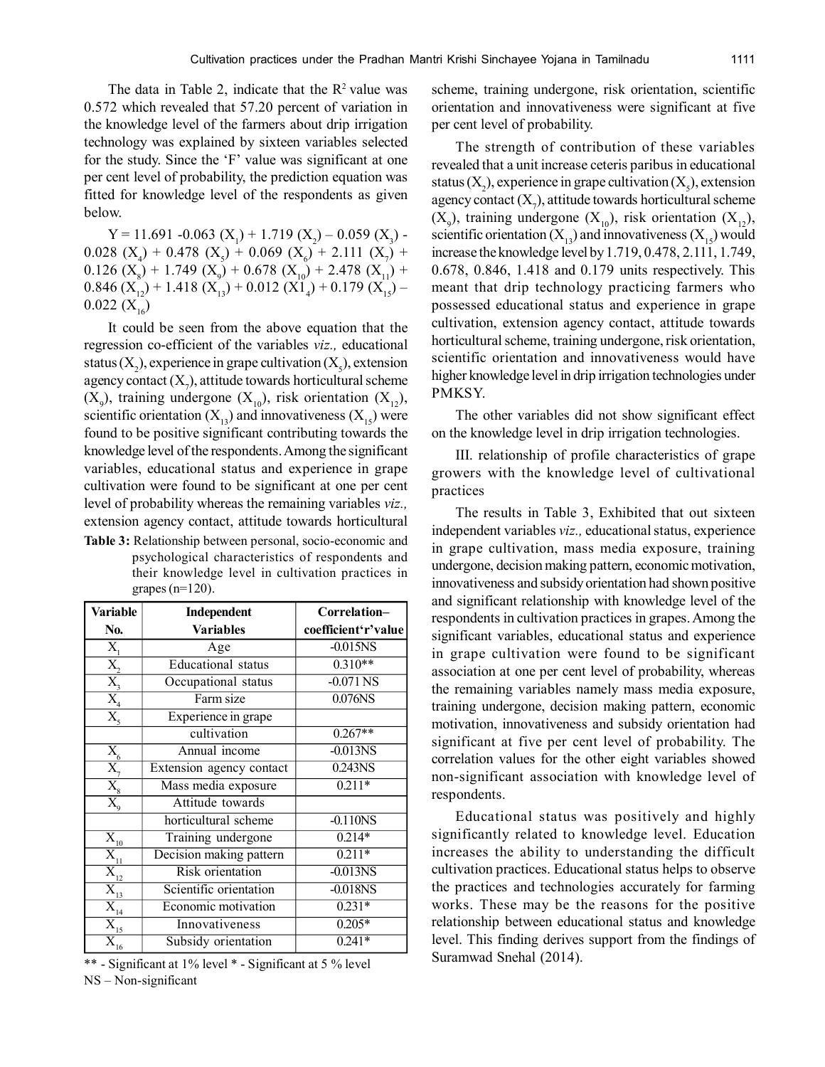The data in Table 2, indicate that the $R^2$ value was 0.572 which revealed that 57.20 percent of variation in the knowledge level of the farmers about drip irrigation technology was explained by sixteen variables selected for the study. Since the 'F' value was significant at one per cent level of probability, the prediction equation was fitted for knowledge level of the respondents as given below.

$$Y = 11.691 - 0.063 (X_1) + 1.719 (X_2) - 0.059 (X_3) - 0.028 (X_4) + 0.478 (X_5) + 0.069 (X_6) + 2.111 (X_7) + 0.126 (X_8) + 1.749 (X_9) + 0.678 (X_{10}) + 2.478 (X_{11}) + 0.846 (X_{12}) + 1.418 (X_{13}) + 0.012 (X1_4) + 0.179 (X_{15}) - 0.022 (X_{16})$$

It could be seen from the above equation that the regression co-efficient of the variables *viz.,* educational status ($X_2$), experience in grape cultivation ($X_5$), extension agency contact ($X_7$), attitude towards horticultural scheme ($X_9$), training undergone ($X_{10}$), risk orientation ($X_{12}$), scientific orientation ($X_{13}$) and innovativeness ($X_{15}$) were found to be positive significant contributing towards the knowledge level of the respondents. Among the significant variables, educational status and experience in grape cultivation were found to be significant at one per cent level of probability whereas the remaining variables *viz.,* extension agency contact, attitude towards horticultural scheme, training undergone, risk orientation, scientific orientation and innovativeness were significant at five per cent level of probability.

The strength of contribution of these variables revealed that a unit increase ceteris paribus in educational status ($X_2$), experience in grape cultivation ($X_5$), extension agency contact ($X_7$), attitude towards horticultural scheme ($X_9$), training undergone ($X_{10}$), risk orientation ($X_{12}$), scientific orientation ($X_{13}$) and innovativeness ($X_{15}$) would increase the knowledge level by 1.719, 0.478, 2.111, 1.749, 0.678, 0.846, 1.418 and 0.179 units respectively. This meant that drip technology practicing farmers who possessed educational status and experience in grape cultivation, extension agency contact, attitude towards horticultural scheme, training undergone, risk orientation, scientific orientation and innovativeness would have higher knowledge level in drip irrigation technologies under PMKSY.

The other variables did not show significant effect on the knowledge level in drip irrigation technologies.

III. relationship of profile characteristics of grape growers with the knowledge level of cultivational practices

The results in Table 3, Exhibited that out sixteen independent variables *viz.,* educational status, experience in grape cultivation, mass media exposure, training undergone, decision making pattern, economic motivation, innovativeness and subsidy orientation had shown positive and significant relationship with knowledge level of the respondents in cultivation practices in grapes. Among the significant variables, educational status and experience in grape cultivation were found to be significant association at one per cent level of probability, whereas the remaining variables namely mass media exposure, training undergone, decision making pattern, economic motivation, innovativeness and subsidy orientation had significant at five per cent level of probability. The correlation values for the other eight variables showed non-significant association with knowledge level of respondents.

**Table 3:** Relationship between personal, socio-economic and psychological characteristics of respondents and their knowledge level in cultivation practices in grapes (n=120).

| Variable No. | Independent Variables | Correlation– coefficient'r'value |
|---|---|---|
| $X_1$ | Age | -0.015NS |
| $X_2$ | Educational status | 0.310** |
| $X_3$ | Occupational status | -0.071 NS |
| $X_4$ | Farm size | 0.076NS |
| $X_5$ | Experience in grape cultivation | 0.267** |
| $X_6$ | Annual income | -0.013NS |
| $X_7$ | Extension agency contact | 0.243NS |
| $X_8$ | Mass media exposure | 0.211* |
| $X_9$ | Attitude towards horticultural scheme | -0.110NS |
| $X_{10}$ | Training undergone | 0.214* |
| $X_{11}$ | Decision making pattern | 0.211* |
| $X_{12}$ | Risk orientation | -0.013NS |
| $X_{13}$ | Scientific orientation | -0.018NS |
| $X_{14}$ | Economic motivation | 0.231* |
| $X_{15}$ | Innovativeness | 0.205* |
| $X_{16}$ | Subsidy orientation | 0.241* |

** - Significant at 1% level * - Significant at 5 % level
NS – Non-significant

Educational status was positively and highly significantly related to knowledge level. Education increases the ability to understanding the difficult cultivation practices. Educational status helps to observe the practices and technologies accurately for farming works. These may be the reasons for the positive relationship between educational status and knowledge level. This finding derives support from the findings of Suramwad Snehal (2014).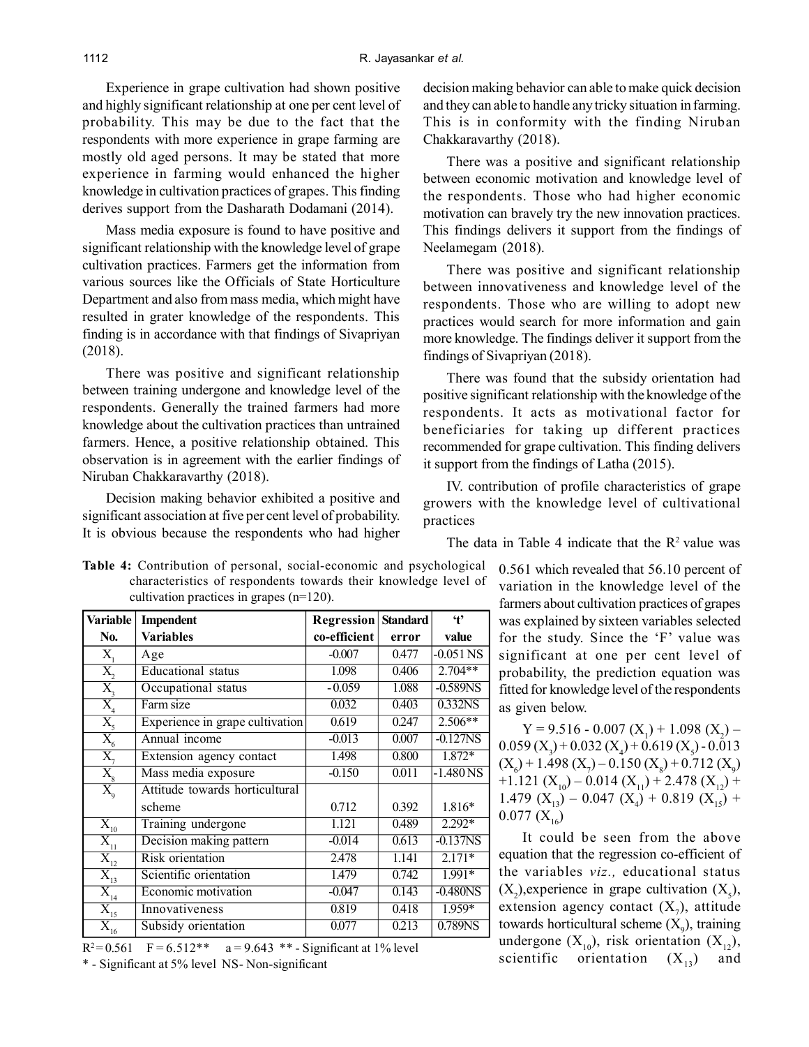Experience in grape cultivation had shown positive and highly significant relationship at one per cent level of probability. This may be due to the fact that the respondents with more experience in grape farming are mostly old aged persons. It may be stated that more experience in farming would enhanced the higher knowledge in cultivation practices of grapes. This finding derives support from the Dasharath Dodamani (2014).

Mass media exposure is found to have positive and significant relationship with the knowledge level of grape cultivation practices. Farmers get the information from various sources like the Officials of State Horticulture Department and also from mass media, which might have resulted in grater knowledge of the respondents. This finding is in accordance with that findings of Sivapriyan (2018).

There was positive and significant relationship between training undergone and knowledge level of the respondents. Generally the trained farmers had more knowledge about the cultivation practices than untrained farmers. Hence, a positive relationship obtained. This observation is in agreement with the earlier findings of Niruban Chakkaravarthy (2018).

Decision making behavior exhibited a positive and significant association at five per cent level of probability. It is obvious because the respondents who had higher decision making behavior can able to make quick decision and they can able to handle any tricky situation in farming. This is in conformity with the finding Niruban Chakkaravarthy (2018).

There was a positive and significant relationship between economic motivation and knowledge level of the respondents. Those who had higher economic motivation can bravely try the new innovation practices. This findings delivers it support from the findings of Neelamegam (2018).

There was positive and significant relationship between innovativeness and knowledge level of the respondents. Those who are willing to adopt new practices would search for more information and gain more knowledge. The findings deliver it support from the findings of Sivapriyan (2018).

There was found that the subsidy orientation had positive significant relationship with the knowledge of the respondents. It acts as motivational factor for beneficiaries for taking up different practices recommended for grape cultivation. This finding delivers it support from the findings of Latha (2015).

IV. contribution of profile characteristics of grape growers with the knowledge level of cultivational practices

The data in Table 4 indicate that the $R^2$ value was 0.561 which revealed that 56.10 percent of variation in the knowledge level of the farmers about cultivation practices of grapes was explained by sixteen variables selected for the study. Since the 'F' value was significant at one per cent level of probability, the prediction equation was fitted for knowledge level of the respondents as given below.

**Table 4:** Contribution of personal, social-economic and psychological characteristics of respondents towards their knowledge level of cultivation practices in grapes (n=120).

| Variable No. | Impendent Variables | Regression co-efficient | Standard error | 't' value |
|---|---|---|---|---|
| $X_1$ | Age | -0.007 | 0.477 | -0.051 NS |
| $X_2$ | Educational status | 1.098 | 0.406 | 2.704** |
| $X_3$ | Occupational status | - 0.059 | 1.088 | -0.589NS |
| $X_4$ | Farm size | 0.032 | 0.403 | 0.332NS |
| $X_5$ | Experience in grape cultivation | 0.619 | 0.247 | 2.506** |
| $X_6$ | Annual income | -0.013 | 0.007 | -0.127NS |
| $X_7$ | Extension agency contact | 1.498 | 0.800 | 1.872* |
| $X_8$ | Mass media exposure | -0.150 | 0.011 | -1.480 NS |
| $X_9$ | Attitude towards horticultural scheme | 0.712 | 0.392 | 1.816* |
| $X_{10}$ | Training undergone | 1.121 | 0.489 | 2.292* |
| $X_{11}$ | Decision making pattern | -0.014 | 0.613 | -0.137NS |
| $X_{12}$ | Risk orientation | 2.478 | 1.141 | 2.171* |
| $X_{13}$ | Scientific orientation | 1.479 | 0.742 | 1.991* |
| $X_{14}$ | Economic motivation | -0.047 | 0.143 | -0.480NS |
| $X_{15}$ | Innovativeness | 0.819 | 0.418 | 1.959* |
| $X_{16}$ | Subsidy orientation | 0.077 | 0.213 | 0.789NS |

$R^2$ = 0.561 F = 6.512** a = 9.643 ** - Significant at 1% level
* - Significant at 5% level NS- Non-significant

$$Y = 9.516 - 0.007 (X_1) + 1.098 (X_2) - 0.059 (X_3) + 0.032 (X_4) + 0.619 (X_5) - 0.013 (X_6) + 1.498 (X_7) - 0.150 (X_8) + 0.712 (X_9) + 1.121 (X_{10}) - 0.014 (X_{11}) + 2.478 (X_{12}) + 1.479 (X_{13}) - 0.047 (X_4) + 0.819 (X_{15}) + 0.077 (X_{16})$$

It could be seen from the above equation that the regression co-efficient of the variables *viz.,* educational status ($X_2$),experience in grape cultivation ($X_5$), extension agency contact ($X_7$), attitude towards horticultural scheme ($X_9$), training undergone ($X_{10}$), risk orientation ($X_{12}$), scientific orientation ($X_{13}$) and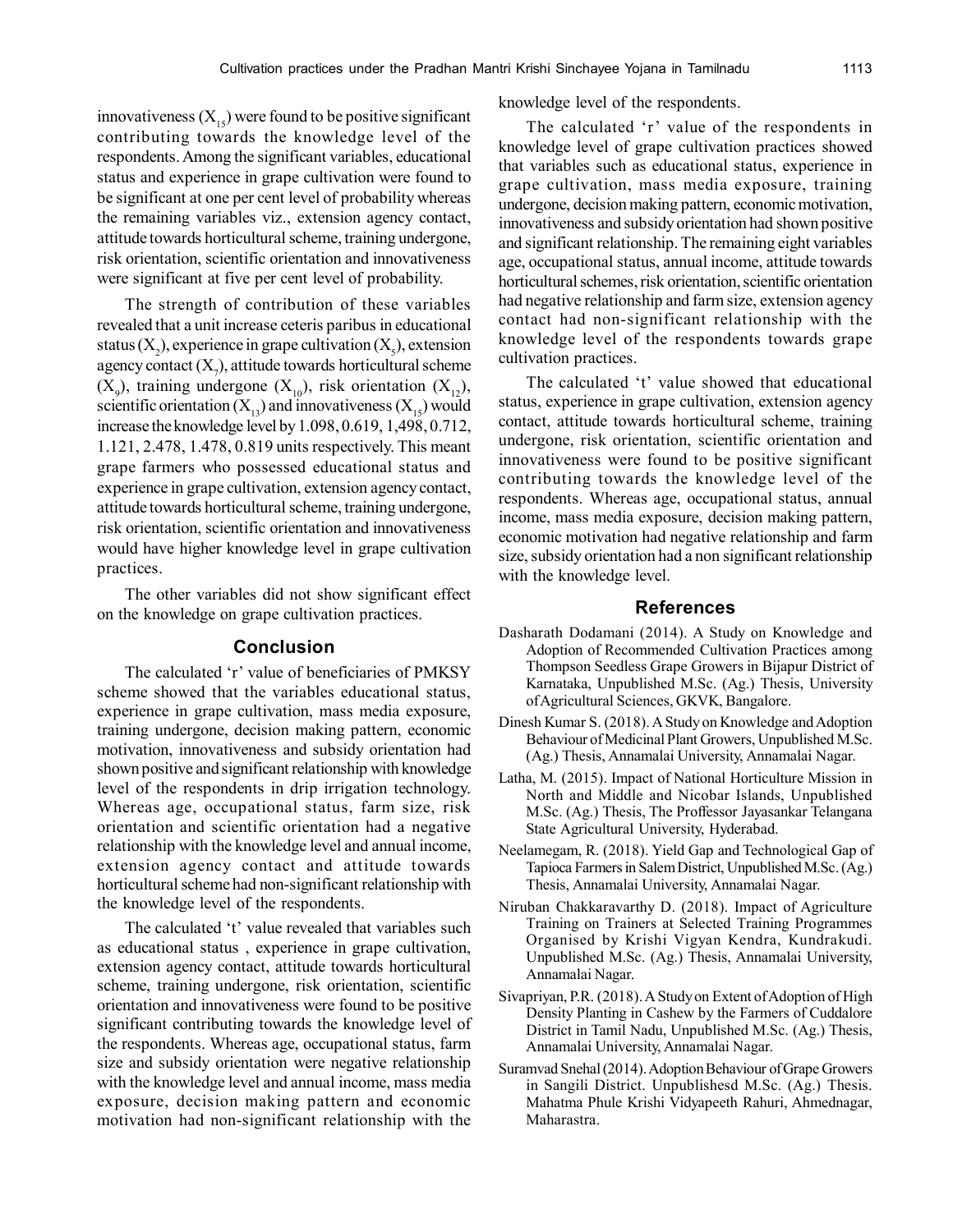innovativeness ($X_{15}$) were found to be positive significant contributing towards the knowledge level of the respondents. Among the significant variables, educational status and experience in grape cultivation were found to be significant at one per cent level of probability whereas the remaining variables viz., extension agency contact, attitude towards horticultural scheme, training undergone, risk orientation, scientific orientation and innovativeness were significant at five per cent level of probability.

The strength of contribution of these variables revealed that a unit increase ceteris paribus in educational status ($X_2$), experience in grape cultivation ($X_5$), extension agency contact ($X_7$), attitude towards horticultural scheme ($X_9$), training undergone ($X_{10}$), risk orientation ($X_{12}$), scientific orientation ($X_{13}$) and innovativeness ($X_{15}$) would increase the knowledge level by 1.098, 0.619, 1,498, 0.712, 1.121, 2.478, 1.478, 0.819 units respectively. This meant grape farmers who possessed educational status and experience in grape cultivation, extension agency contact, attitude towards horticultural scheme, training undergone, risk orientation, scientific orientation and innovativeness would have higher knowledge level in grape cultivation practices.

The other variables did not show significant effect on the knowledge on grape cultivation practices.

## Conclusion

The calculated 'r' value of beneficiaries of PMKSY scheme showed that the variables educational status, experience in grape cultivation, mass media exposure, training undergone, decision making pattern, economic motivation, innovativeness and subsidy orientation had shown positive and significant relationship with knowledge level of the respondents in drip irrigation technology. Whereas age, occupational status, farm size, risk orientation and scientific orientation had a negative relationship with the knowledge level and annual income, extension agency contact and attitude towards horticultural scheme had non-significant relationship with the knowledge level of the respondents.

The calculated 't' value revealed that variables such as educational status , experience in grape cultivation, extension agency contact, attitude towards horticultural scheme, training undergone, risk orientation, scientific orientation and innovativeness were found to be positive significant contributing towards the knowledge level of the respondents. Whereas age, occupational status, farm size and subsidy orientation were negative relationship with the knowledge level and annual income, mass media exposure, decision making pattern and economic motivation had non-significant relationship with the knowledge level of the respondents.

The calculated 'r' value of the respondents in knowledge level of grape cultivation practices showed that variables such as educational status, experience in grape cultivation, mass media exposure, training undergone, decision making pattern, economic motivation, innovativeness and subsidy orientation had shown positive and significant relationship. The remaining eight variables age, occupational status, annual income, attitude towards horticultural schemes, risk orientation, scientific orientation had negative relationship and farm size, extension agency contact had non-significant relationship with the knowledge level of the respondents towards grape cultivation practices.

The calculated 't' value showed that educational status, experience in grape cultivation, extension agency contact, attitude towards horticultural scheme, training undergone, risk orientation, scientific orientation and innovativeness were found to be positive significant contributing towards the knowledge level of the respondents. Whereas age, occupational status, annual income, mass media exposure, decision making pattern, economic motivation had negative relationship and farm size, subsidy orientation had a non significant relationship with the knowledge level.

## References

Dasharath Dodamani (2014). A Study on Knowledge and Adoption of Recommended Cultivation Practices among Thompson Seedless Grape Growers in Bijapur District of Karnataka, Unpublished M.Sc. (Ag.) Thesis, University of Agricultural Sciences, GKVK, Bangalore.

Dinesh Kumar S. (2018). A Study on Knowledge and Adoption Behaviour of Medicinal Plant Growers, Unpublished M.Sc. (Ag.) Thesis, Annamalai University, Annamalai Nagar.

Latha, M. (2015). Impact of National Horticulture Mission in North and Middle and Nicobar Islands, Unpublished M.Sc. (Ag.) Thesis, The Proffessor Jayasankar Telangana State Agricultural University, Hyderabad.

Neelamegam, R. (2018). Yield Gap and Technological Gap of Tapioca Farmers in Salem District, Unpublished M.Sc. (Ag.) Thesis, Annamalai University, Annamalai Nagar.

Niruban Chakkaravarthy D. (2018). Impact of Agriculture Training on Trainers at Selected Training Programmes Organised by Krishi Vigyan Kendra, Kundrakudi. Unpublished M.Sc. (Ag.) Thesis, Annamalai University, Annamalai Nagar.

Sivapriyan, P.R. (2018). A Study on Extent of Adoption of High Density Planting in Cashew by the Farmers of Cuddalore District in Tamil Nadu, Unpublished M.Sc. (Ag.) Thesis, Annamalai University, Annamalai Nagar.

Suramvad Snehal (2014). Adoption Behaviour of Grape Growers in Sangili District. Unpublishesd M.Sc. (Ag.) Thesis. Mahatma Phule Krishi Vidyapeeth Rahuri, Ahmednagar, Maharastra.